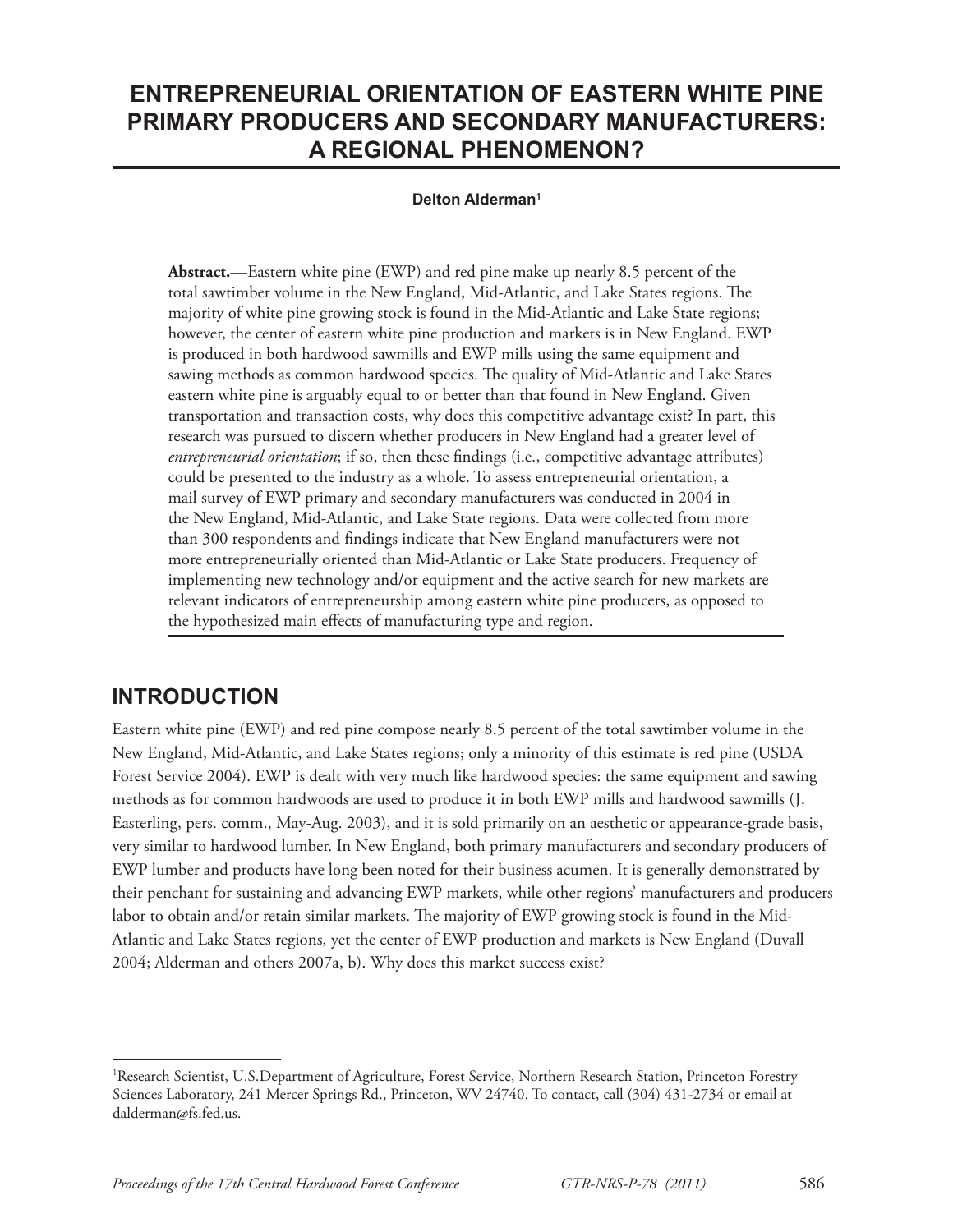# ENTREPRENEURIAL ORIENTATION OF EASTERN WHITE PINE PRIMARY PRODUCERS AND SECONDARY MANUFACTURERS: A REGIONAL PHENOMENON?

**Delton Alderman**[1]

**Abstract.**—Eastern white pine (EWP) and red pine make up nearly 8.5 percent of the total sawtimber volume in the New England, Mid-Atlantic, and Lake States regions. The majority of white pine growing stock is found in the Mid-Atlantic and Lake State regions; however, the center of eastern white pine production and markets is in New England. EWP is produced in both hardwood sawmills and EWP mills using the same equipment and sawing methods as common hardwood species. The quality of Mid-Atlantic and Lake States eastern white pine is arguably equal to or better than that found in New England. Given transportation and transaction costs, why does this competitive advantage exist? In part, this research was pursued to discern whether producers in New England had a greater level of *entrepreneurial orientation*; if so, then these findings (i.e., competitive advantage attributes) could be presented to the industry as a whole. To assess entrepreneurial orientation, a mail survey of EWP primary and secondary manufacturers was conducted in 2004 in the New England, Mid-Atlantic, and Lake State regions. Data were collected from more than 300 respondents and findings indicate that New England manufacturers were not more entrepreneurially oriented than Mid-Atlantic or Lake State producers. Frequency of implementing new technology and/or equipment and the active search for new markets are relevant indicators of entrepreneurship among eastern white pine producers, as opposed to the hypothesized main effects of manufacturing type and region.

## INTRODUCTION

Eastern white pine (EWP) and red pine compose nearly 8.5 percent of the total sawtimber volume in the New England, Mid-Atlantic, and Lake States regions; only a minority of this estimate is red pine (USDA Forest Service 2004). EWP is dealt with very much like hardwood species: the same equipment and sawing methods as for common hardwoods are used to produce it in both EWP mills and hardwood sawmills (J. Easterling, pers. comm., May-Aug. 2003), and it is sold primarily on an aesthetic or appearance-grade basis, very similar to hardwood lumber. In New England, both primary manufacturers and secondary producers of EWP lumber and products have long been noted for their business acumen. It is generally demonstrated by their penchant for sustaining and advancing EWP markets, while other regions' manufacturers and producers labor to obtain and/or retain similar markets. The majority of EWP growing stock is found in the Mid-Atlantic and Lake States regions, yet the center of EWP production and markets is New England (Duvall 2004; Alderman and others 2007a, b). Why does this market success exist?

[1]Research Scientist, U.S.Department of Agriculture, Forest Service, Northern Research Station, Princeton Forestry Sciences Laboratory, 241 Mercer Springs Rd., Princeton, WV 24740. To contact, call (304) 431-2734 or email at dalderman@fs.fed.us.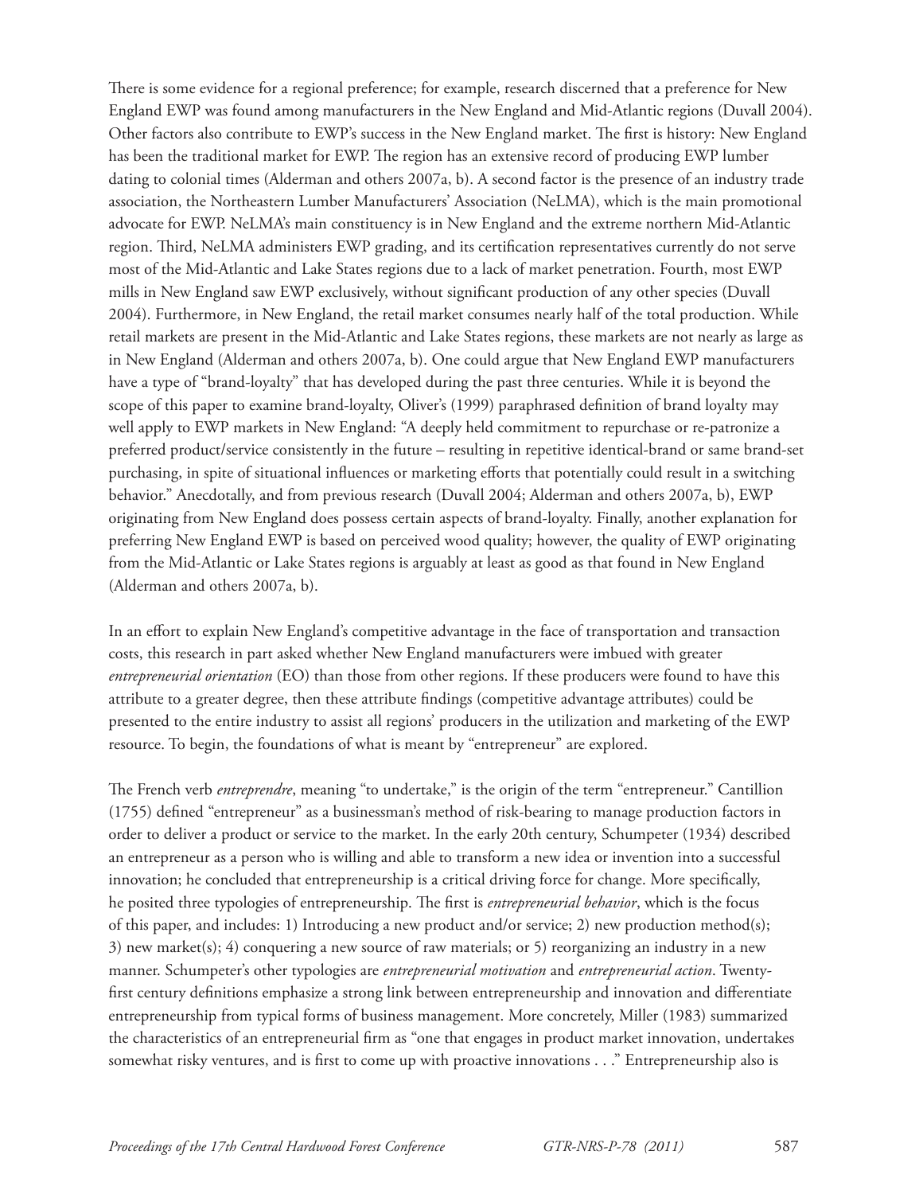There is some evidence for a regional preference; for example, research discerned that a preference for New England EWP was found among manufacturers in the New England and Mid-Atlantic regions (Duvall 2004). Other factors also contribute to EWP's success in the New England market. The first is history: New England has been the traditional market for EWP. The region has an extensive record of producing EWP lumber dating to colonial times (Alderman and others 2007a, b). A second factor is the presence of an industry trade association, the Northeastern Lumber Manufacturers' Association (NeLMA), which is the main promotional advocate for EWP. NeLMA's main constituency is in New England and the extreme northern Mid-Atlantic region. Third, NeLMA administers EWP grading, and its certification representatives currently do not serve most of the Mid-Atlantic and Lake States regions due to a lack of market penetration. Fourth, most EWP mills in New England saw EWP exclusively, without significant production of any other species (Duvall 2004). Furthermore, in New England, the retail market consumes nearly half of the total production. While retail markets are present in the Mid-Atlantic and Lake States regions, these markets are not nearly as large as in New England (Alderman and others 2007a, b). One could argue that New England EWP manufacturers have a type of "brand-loyalty" that has developed during the past three centuries. While it is beyond the scope of this paper to examine brand-loyalty, Oliver's (1999) paraphrased definition of brand loyalty may well apply to EWP markets in New England: "A deeply held commitment to repurchase or re-patronize a preferred product/service consistently in the future – resulting in repetitive identical-brand or same brand-set purchasing, in spite of situational influences or marketing efforts that potentially could result in a switching behavior." Anecdotally, and from previous research (Duvall 2004; Alderman and others 2007a, b), EWP originating from New England does possess certain aspects of brand-loyalty. Finally, another explanation for preferring New England EWP is based on perceived wood quality; however, the quality of EWP originating from the Mid-Atlantic or Lake States regions is arguably at least as good as that found in New England (Alderman and others 2007a, b).

In an effort to explain New England's competitive advantage in the face of transportation and transaction costs, this research in part asked whether New England manufacturers were imbued with greater *entrepreneurial orientation* (EO) than those from other regions. If these producers were found to have this attribute to a greater degree, then these attribute findings (competitive advantage attributes) could be presented to the entire industry to assist all regions' producers in the utilization and marketing of the EWP resource. To begin, the foundations of what is meant by "entrepreneur" are explored.

The French verb *entreprendre*, meaning "to undertake," is the origin of the term "entrepreneur." Cantillion (1755) defined "entrepreneur" as a businessman's method of risk-bearing to manage production factors in order to deliver a product or service to the market. In the early 20th century, Schumpeter (1934) described an entrepreneur as a person who is willing and able to transform a new idea or invention into a successful innovation; he concluded that entrepreneurship is a critical driving force for change. More specifically, he posited three typologies of entrepreneurship. The first is *entrepreneurial behavior*, which is the focus of this paper, and includes: 1) Introducing a new product and/or service; 2) new production method(s); 3) new market(s); 4) conquering a new source of raw materials; or 5) reorganizing an industry in a new manner. Schumpeter's other typologies are *entrepreneurial motivation* and *entrepreneurial action*. Twenty-first century definitions emphasize a strong link between entrepreneurship and innovation and differentiate entrepreneurship from typical forms of business management. More concretely, Miller (1983) summarized the characteristics of an entrepreneurial firm as "one that engages in product market innovation, undertakes somewhat risky ventures, and is first to come up with proactive innovations . . ." Entrepreneurship also is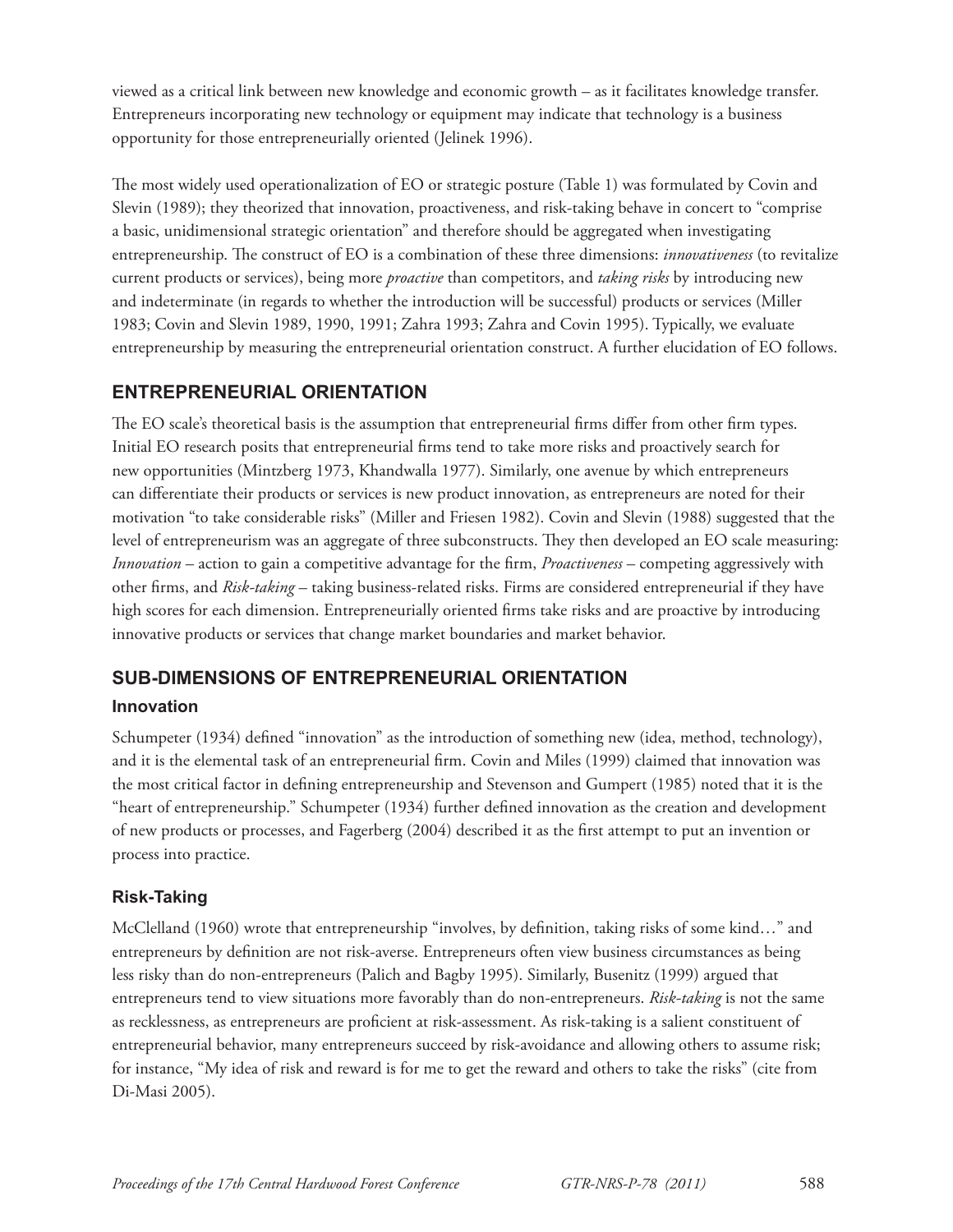viewed as a critical link between new knowledge and economic growth – as it facilitates knowledge transfer. Entrepreneurs incorporating new technology or equipment may indicate that technology is a business opportunity for those entrepreneurially oriented (Jelinek 1996).

The most widely used operationalization of EO or strategic posture (Table 1) was formulated by Covin and Slevin (1989); they theorized that innovation, proactiveness, and risk-taking behave in concert to "comprise a basic, unidimensional strategic orientation" and therefore should be aggregated when investigating entrepreneurship. The construct of EO is a combination of these three dimensions: *innovativeness* (to revitalize current products or services), being more *proactive* than competitors, and *taking risks* by introducing new and indeterminate (in regards to whether the introduction will be successful) products or services (Miller 1983; Covin and Slevin 1989, 1990, 1991; Zahra 1993; Zahra and Covin 1995). Typically, we evaluate entrepreneurship by measuring the entrepreneurial orientation construct. A further elucidation of EO follows.

## ENTREPRENEURIAL ORIENTATION

The EO scale's theoretical basis is the assumption that entrepreneurial firms differ from other firm types. Initial EO research posits that entrepreneurial firms tend to take more risks and proactively search for new opportunities (Mintzberg 1973, Khandwalla 1977). Similarly, one avenue by which entrepreneurs can differentiate their products or services is new product innovation, as entrepreneurs are noted for their motivation "to take considerable risks" (Miller and Friesen 1982). Covin and Slevin (1988) suggested that the level of entrepreneurism was an aggregate of three subconstructs. They then developed an EO scale measuring: *Innovation* – action to gain a competitive advantage for the firm, *Proactiveness* – competing aggressively with other firms, and *Risk-taking* – taking business-related risks. Firms are considered entrepreneurial if they have high scores for each dimension. Entrepreneurially oriented firms take risks and are proactive by introducing innovative products or services that change market boundaries and market behavior.

## SUB-DIMENSIONS OF ENTREPRENEURIAL ORIENTATION

### Innovation

Schumpeter (1934) defined "innovation" as the introduction of something new (idea, method, technology), and it is the elemental task of an entrepreneurial firm. Covin and Miles (1999) claimed that innovation was the most critical factor in defining entrepreneurship and Stevenson and Gumpert (1985) noted that it is the "heart of entrepreneurship." Schumpeter (1934) further defined innovation as the creation and development of new products or processes, and Fagerberg (2004) described it as the first attempt to put an invention or process into practice.

### Risk-Taking

McClelland (1960) wrote that entrepreneurship "involves, by definition, taking risks of some kind…" and entrepreneurs by definition are not risk-averse. Entrepreneurs often view business circumstances as being less risky than do non-entrepreneurs (Palich and Bagby 1995). Similarly, Busenitz (1999) argued that entrepreneurs tend to view situations more favorably than do non-entrepreneurs. *Risk-taking* is not the same as recklessness, as entrepreneurs are proficient at risk-assessment. As risk-taking is a salient constituent of entrepreneurial behavior, many entrepreneurs succeed by risk-avoidance and allowing others to assume risk; for instance, "My idea of risk and reward is for me to get the reward and others to take the risks" (cite from Di-Masi 2005).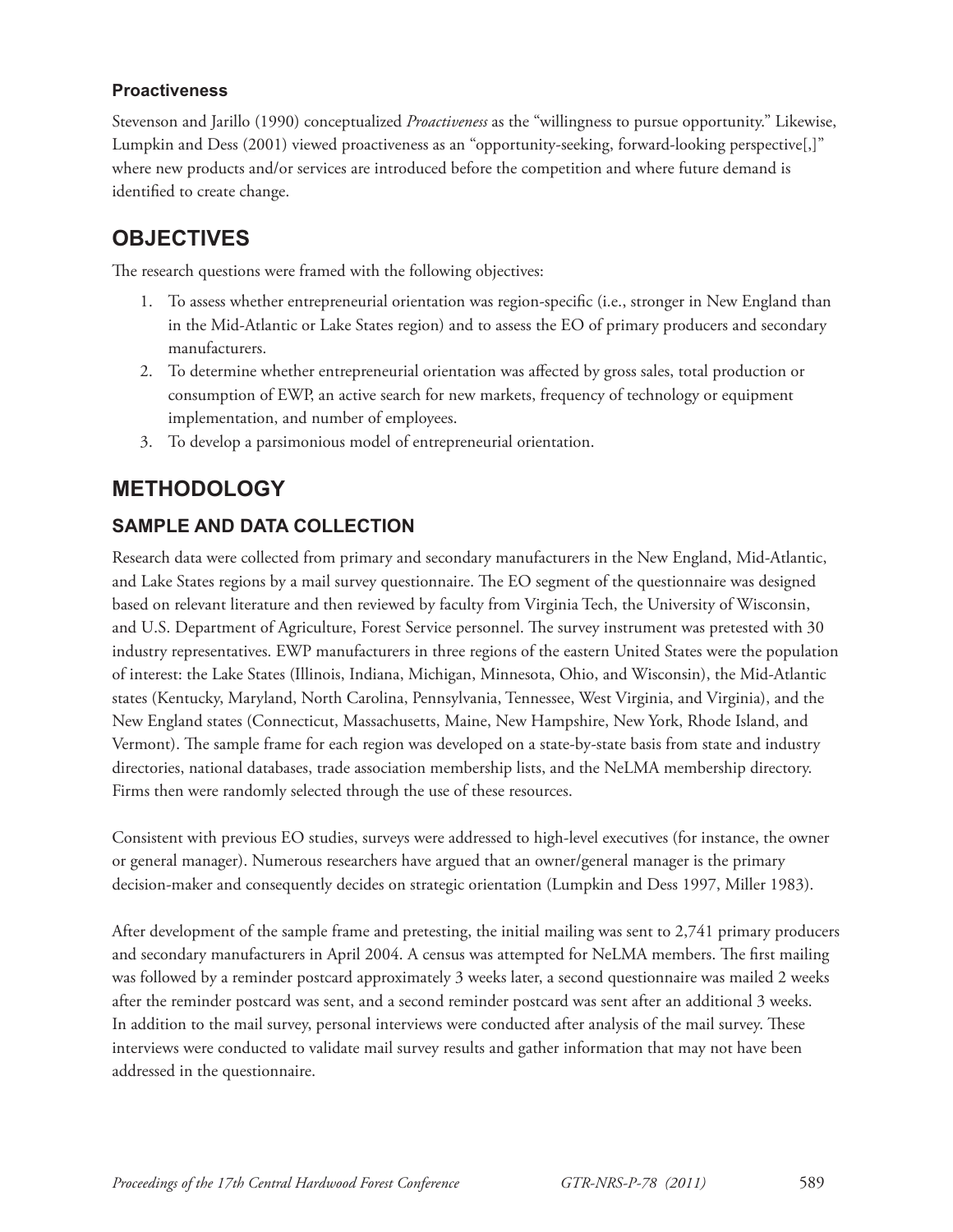### Proactiveness

Stevenson and Jarillo (1990) conceptualized *Proactiveness* as the "willingness to pursue opportunity." Likewise, Lumpkin and Dess (2001) viewed proactiveness as an "opportunity-seeking, forward-looking perspective[,]" where new products and/or services are introduced before the competition and where future demand is identified to create change.

## OBJECTIVES

The research questions were framed with the following objectives:

1. To assess whether entrepreneurial orientation was region-specific (i.e., stronger in New England than in the Mid-Atlantic or Lake States region) and to assess the EO of primary producers and secondary manufacturers.
2. To determine whether entrepreneurial orientation was affected by gross sales, total production or consumption of EWP, an active search for new markets, frequency of technology or equipment implementation, and number of employees.
3. To develop a parsimonious model of entrepreneurial orientation.

## METHODOLOGY

### SAMPLE AND DATA COLLECTION

Research data were collected from primary and secondary manufacturers in the New England, Mid-Atlantic, and Lake States regions by a mail survey questionnaire. The EO segment of the questionnaire was designed based on relevant literature and then reviewed by faculty from Virginia Tech, the University of Wisconsin, and U.S. Department of Agriculture, Forest Service personnel. The survey instrument was pretested with 30 industry representatives. EWP manufacturers in three regions of the eastern United States were the population of interest: the Lake States (Illinois, Indiana, Michigan, Minnesota, Ohio, and Wisconsin), the Mid-Atlantic states (Kentucky, Maryland, North Carolina, Pennsylvania, Tennessee, West Virginia, and Virginia), and the New England states (Connecticut, Massachusetts, Maine, New Hampshire, New York, Rhode Island, and Vermont). The sample frame for each region was developed on a state-by-state basis from state and industry directories, national databases, trade association membership lists, and the NeLMA membership directory. Firms then were randomly selected through the use of these resources.

Consistent with previous EO studies, surveys were addressed to high-level executives (for instance, the owner or general manager). Numerous researchers have argued that an owner/general manager is the primary decision-maker and consequently decides on strategic orientation (Lumpkin and Dess 1997, Miller 1983).

After development of the sample frame and pretesting, the initial mailing was sent to 2,741 primary producers and secondary manufacturers in April 2004. A census was attempted for NeLMA members. The first mailing was followed by a reminder postcard approximately 3 weeks later, a second questionnaire was mailed 2 weeks after the reminder postcard was sent, and a second reminder postcard was sent after an additional 3 weeks. In addition to the mail survey, personal interviews were conducted after analysis of the mail survey. These interviews were conducted to validate mail survey results and gather information that may not have been addressed in the questionnaire.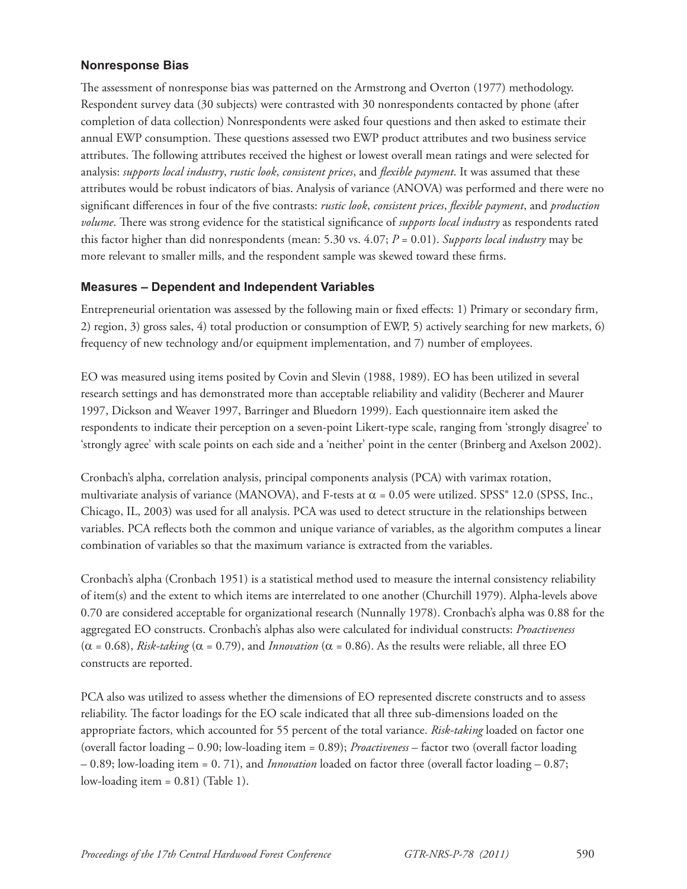### Nonresponse Bias

The assessment of nonresponse bias was patterned on the Armstrong and Overton (1977) methodology. Respondent survey data (30 subjects) were contrasted with 30 nonrespondents contacted by phone (after completion of data collection) Nonrespondents were asked four questions and then asked to estimate their annual EWP consumption. These questions assessed two EWP product attributes and two business service attributes. The following attributes received the highest or lowest overall mean ratings and were selected for analysis: *supports local industry*, *rustic look*, *consistent prices*, and *flexible payment*. It was assumed that these attributes would be robust indicators of bias. Analysis of variance (ANOVA) was performed and there were no significant differences in four of the five contrasts: *rustic look*, *consistent prices*, *flexible payment*, and *production volume*. There was strong evidence for the statistical significance of *supports local industry* as respondents rated this factor higher than did nonrespondents (mean: 5.30 vs. 4.07; $P = 0.01$). *Supports local industry* may be more relevant to smaller mills, and the respondent sample was skewed toward these firms.

### Measures – Dependent and Independent Variables

Entrepreneurial orientation was assessed by the following main or fixed effects: 1) Primary or secondary firm, 2) region, 3) gross sales, 4) total production or consumption of EWP, 5) actively searching for new markets, 6) frequency of new technology and/or equipment implementation, and 7) number of employees.

EO was measured using items posited by Covin and Slevin (1988, 1989). EO has been utilized in several research settings and has demonstrated more than acceptable reliability and validity (Becherer and Maurer 1997, Dickson and Weaver 1997, Barringer and Bluedorn 1999). Each questionnaire item asked the respondents to indicate their perception on a seven-point Likert-type scale, ranging from 'strongly disagree' to 'strongly agree' with scale points on each side and a 'neither' point in the center (Brinberg and Axelson 2002).

Cronbach's alpha, correlation analysis, principal components analysis (PCA) with varimax rotation, multivariate analysis of variance (MANOVA), and F-tests at $\alpha = 0.05$ were utilized. SPSS® 12.0 (SPSS, Inc., Chicago, IL, 2003) was used for all analysis. PCA was used to detect structure in the relationships between variables. PCA reflects both the common and unique variance of variables, as the algorithm computes a linear combination of variables so that the maximum variance is extracted from the variables.

Cronbach's alpha (Cronbach 1951) is a statistical method used to measure the internal consistency reliability of item(s) and the extent to which items are interrelated to one another (Churchill 1979). Alpha-levels above 0.70 are considered acceptable for organizational research (Nunnally 1978). Cronbach's alpha was 0.88 for the aggregated EO constructs. Cronbach's alphas also were calculated for individual constructs: *Proactiveness* ($\alpha = 0.68$), *Risk-taking* ($\alpha = 0.79$), and *Innovation* ($\alpha = 0.86$). As the results were reliable, all three EO constructs are reported.

PCA also was utilized to assess whether the dimensions of EO represented discrete constructs and to assess reliability. The factor loadings for the EO scale indicated that all three sub-dimensions loaded on the appropriate factors, which accounted for 55 percent of the total variance. *Risk-taking* loaded on factor one (overall factor loading – 0.90; low-loading item = 0.89); *Proactiveness* – factor two (overall factor loading – 0.89; low-loading item = 0. 71), and *Innovation* loaded on factor three (overall factor loading – 0.87; low-loading item = 0.81) (Table 1).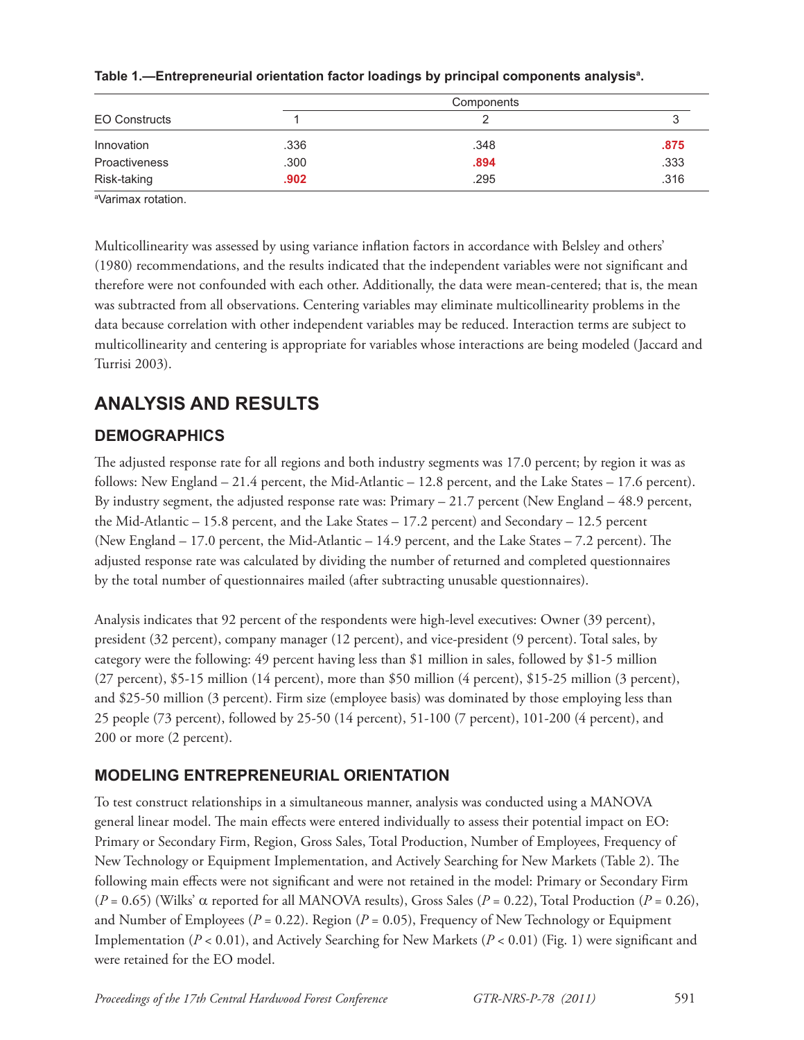**Table 1.—Entrepreneurial orientation factor loadings by principal components analysis[a].**

| EO Constructs | Components | | |
|---|---|---|---|
| | 1 | 2 | 3 |
| Innovation | .336 | .348 | **.875** |
| Proactiveness | .300 | **.894** | .333 |
| Risk-taking | **.902** | .295 | .316 |

[a]Varimax rotation.

Multicollinearity was assessed by using variance inflation factors in accordance with Belsley and others' (1980) recommendations, and the results indicated that the independent variables were not significant and therefore were not confounded with each other. Additionally, the data were mean-centered; that is, the mean was subtracted from all observations. Centering variables may eliminate multicollinearity problems in the data because correlation with other independent variables may be reduced. Interaction terms are subject to multicollinearity and centering is appropriate for variables whose interactions are being modeled (Jaccard and Turrisi 2003).

## ANALYSIS AND RESULTS

### DEMOGRAPHICS

The adjusted response rate for all regions and both industry segments was 17.0 percent; by region it was as follows: New England – 21.4 percent, the Mid-Atlantic – 12.8 percent, and the Lake States – 17.6 percent). By industry segment, the adjusted response rate was: Primary – 21.7 percent (New England – 48.9 percent, the Mid-Atlantic – 15.8 percent, and the Lake States – 17.2 percent) and Secondary – 12.5 percent (New England – 17.0 percent, the Mid-Atlantic – 14.9 percent, and the Lake States – 7.2 percent). The adjusted response rate was calculated by dividing the number of returned and completed questionnaires by the total number of questionnaires mailed (after subtracting unusable questionnaires).

Analysis indicates that 92 percent of the respondents were high-level executives: Owner (39 percent), president (32 percent), company manager (12 percent), and vice-president (9 percent). Total sales, by category were the following: 49 percent having less than $1 million in sales, followed by $1-5 million (27 percent), $5-15 million (14 percent), more than $50 million (4 percent), $15-25 million (3 percent), and $25-50 million (3 percent). Firm size (employee basis) was dominated by those employing less than 25 people (73 percent), followed by 25-50 (14 percent), 51-100 (7 percent), 101-200 (4 percent), and 200 or more (2 percent).

### MODELING ENTREPRENEURIAL ORIENTATION

To test construct relationships in a simultaneous manner, analysis was conducted using a MANOVA general linear model. The main effects were entered individually to assess their potential impact on EO: Primary or Secondary Firm, Region, Gross Sales, Total Production, Number of Employees, Frequency of New Technology or Equipment Implementation, and Actively Searching for New Markets (Table 2). The following main effects were not significant and were not retained in the model: Primary or Secondary Firm ($P = 0.65$) (Wilks' $\alpha$ reported for all MANOVA results), Gross Sales ($P = 0.22$), Total Production ($P = 0.26$), and Number of Employees ($P = 0.22$). Region ($P = 0.05$), Frequency of New Technology or Equipment Implementation ($P < 0.01$), and Actively Searching for New Markets ($P < 0.01$) (Fig. 1) were significant and were retained for the EO model.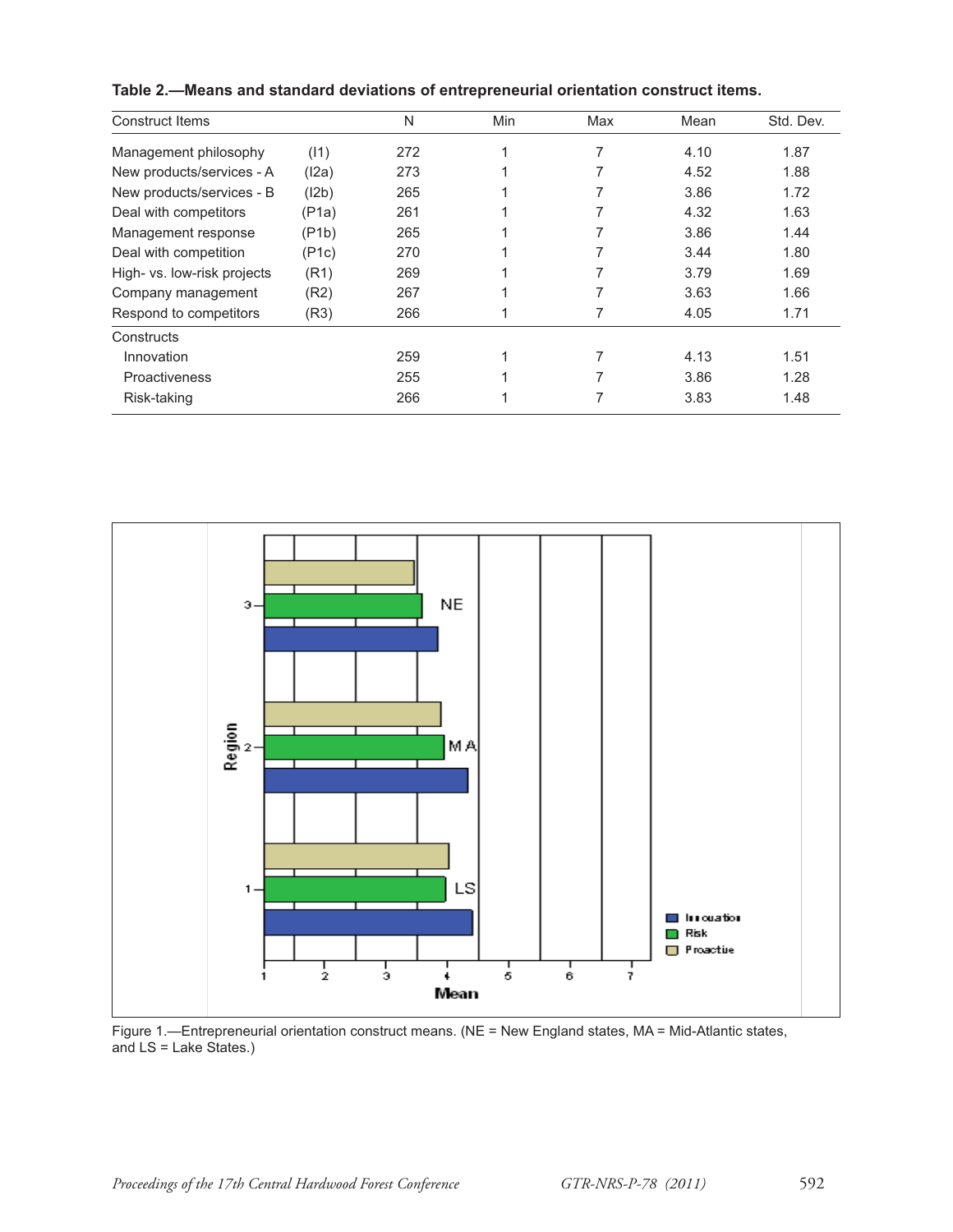**Table 2.—Means and standard deviations of entrepreneurial orientation construct items.**

| Construct Items | | N | Min | Max | Mean | Std. Dev. |
|---|---|---|---|---|---|---|
| Management philosophy | (I1) | 272 | 1 | 7 | 4.10 | 1.87 |
| New products/services - A | (I2a) | 273 | 1 | 7 | 4.52 | 1.88 |
| New products/services - B | (I2b) | 265 | 1 | 7 | 3.86 | 1.72 |
| Deal with competitors | (P1a) | 261 | 1 | 7 | 4.32 | 1.63 |
| Management response | (P1b) | 265 | 1 | 7 | 3.86 | 1.44 |
| Deal with competition | (P1c) | 270 | 1 | 7 | 3.44 | 1.80 |
| High- vs. low-risk projects | (R1) | 269 | 1 | 7 | 3.79 | 1.69 |
| Company management | (R2) | 267 | 1 | 7 | 3.63 | 1.66 |
| Respond to competitors | (R3) | 266 | 1 | 7 | 4.05 | 1.71 |
| Constructs | | | | | | |
| Innovation | | 259 | 1 | 7 | 4.13 | 1.51 |
| Proactiveness | | 255 | 1 | 7 | 3.86 | 1.28 |
| Risk-taking | | 266 | 1 | 7 | 3.83 | 1.48 |

Region

3
NE

2
MA

1
LS

1 2 3 4 5 6 7

Mean

Innovation
Risk
Proactive

Figure 1.—Entrepreneurial orientation construct means. (NE = New England states, MA = Mid-Atlantic states, and LS = Lake States.)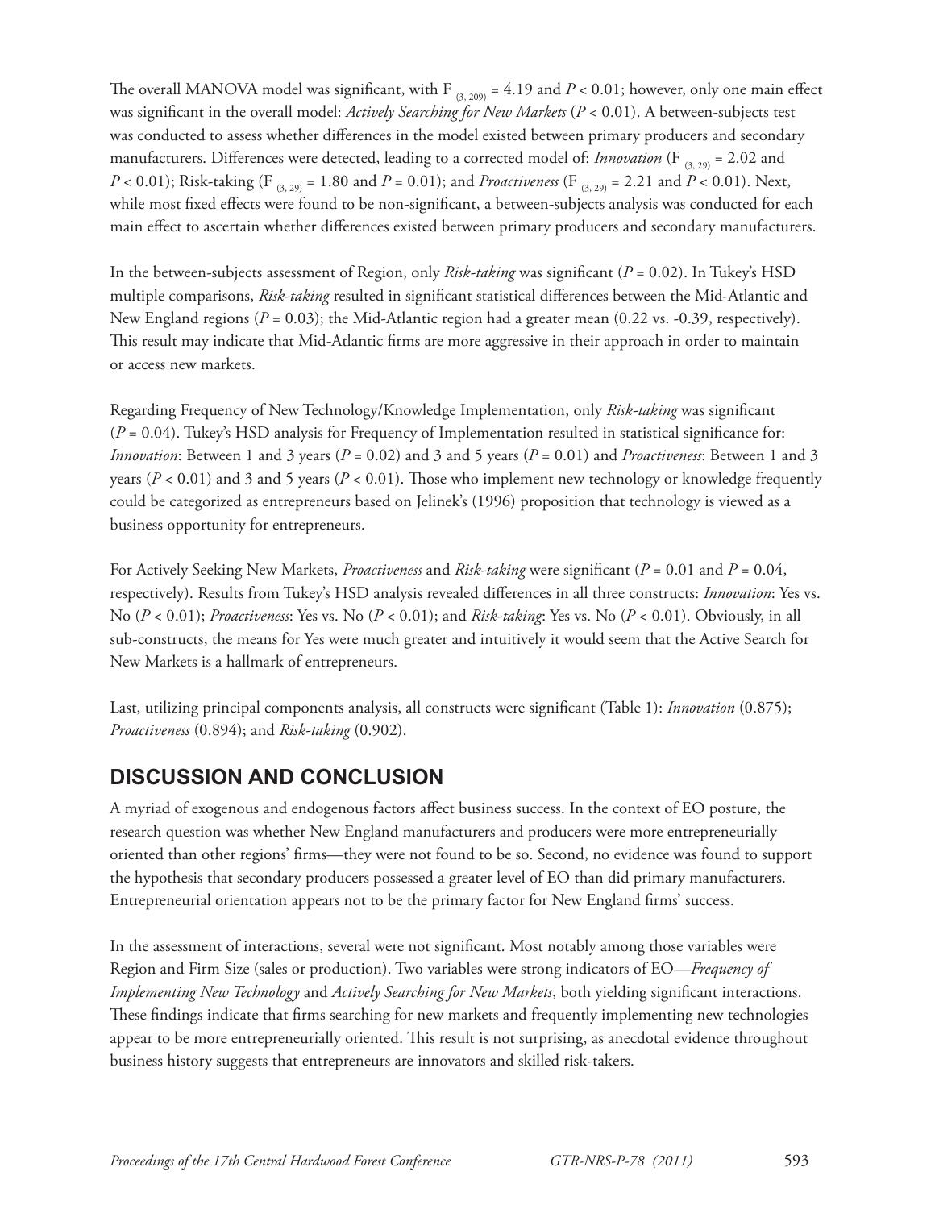The overall MANOVA model was significant, with $F_{(3, 209)} = 4.19$ and $P < 0.01$; however, only one main effect was significant in the overall model: *Actively Searching for New Markets* ($P < 0.01$). A between-subjects test was conducted to assess whether differences in the model existed between primary producers and secondary manufacturers. Differences were detected, leading to a corrected model of: *Innovation* ($F_{(3, 29)} = 2.02$ and $P < 0.01$); Risk-taking ($F_{(3, 29)} = 1.80$ and $P = 0.01$); and *Proactiveness* ($F_{(3, 29)} = 2.21$ and $P < 0.01$). Next, while most fixed effects were found to be non-significant, a between-subjects analysis was conducted for each main effect to ascertain whether differences existed between primary producers and secondary manufacturers.

In the between-subjects assessment of Region, only *Risk-taking* was significant ($P = 0.02$). In Tukey's HSD multiple comparisons, *Risk-taking* resulted in significant statistical differences between the Mid-Atlantic and New England regions ($P = 0.03$); the Mid-Atlantic region had a greater mean (0.22 vs. -0.39, respectively). This result may indicate that Mid-Atlantic firms are more aggressive in their approach in order to maintain or access new markets.

Regarding Frequency of New Technology/Knowledge Implementation, only *Risk-taking* was significant ($P = 0.04$). Tukey's HSD analysis for Frequency of Implementation resulted in statistical significance for: *Innovation*: Between 1 and 3 years ($P = 0.02$) and 3 and 5 years ($P = 0.01$) and *Proactiveness*: Between 1 and 3 years ($P < 0.01$) and 3 and 5 years ($P < 0.01$). Those who implement new technology or knowledge frequently could be categorized as entrepreneurs based on Jelinek's (1996) proposition that technology is viewed as a business opportunity for entrepreneurs.

For Actively Seeking New Markets, *Proactiveness* and *Risk-taking* were significant ($P = 0.01$ and $P = 0.04$, respectively). Results from Tukey's HSD analysis revealed differences in all three constructs: *Innovation*: Yes vs. No ($P < 0.01$); *Proactiveness*: Yes vs. No ($P < 0.01$); and *Risk-taking*: Yes vs. No ($P < 0.01$). Obviously, in all sub-constructs, the means for Yes were much greater and intuitively it would seem that the Active Search for New Markets is a hallmark of entrepreneurs.

Last, utilizing principal components analysis, all constructs were significant (Table 1): *Innovation* (0.875); *Proactiveness* (0.894); and *Risk-taking* (0.902).

## DISCUSSION AND CONCLUSION

A myriad of exogenous and endogenous factors affect business success. In the context of EO posture, the research question was whether New England manufacturers and producers were more entrepreneurially oriented than other regions' firms—they were not found to be so. Second, no evidence was found to support the hypothesis that secondary producers possessed a greater level of EO than did primary manufacturers. Entrepreneurial orientation appears not to be the primary factor for New England firms' success.

In the assessment of interactions, several were not significant. Most notably among those variables were Region and Firm Size (sales or production). Two variables were strong indicators of EO—*Frequency of Implementing New Technology* and *Actively Searching for New Markets*, both yielding significant interactions. These findings indicate that firms searching for new markets and frequently implementing new technologies appear to be more entrepreneurially oriented. This result is not surprising, as anecdotal evidence throughout business history suggests that entrepreneurs are innovators and skilled risk-takers.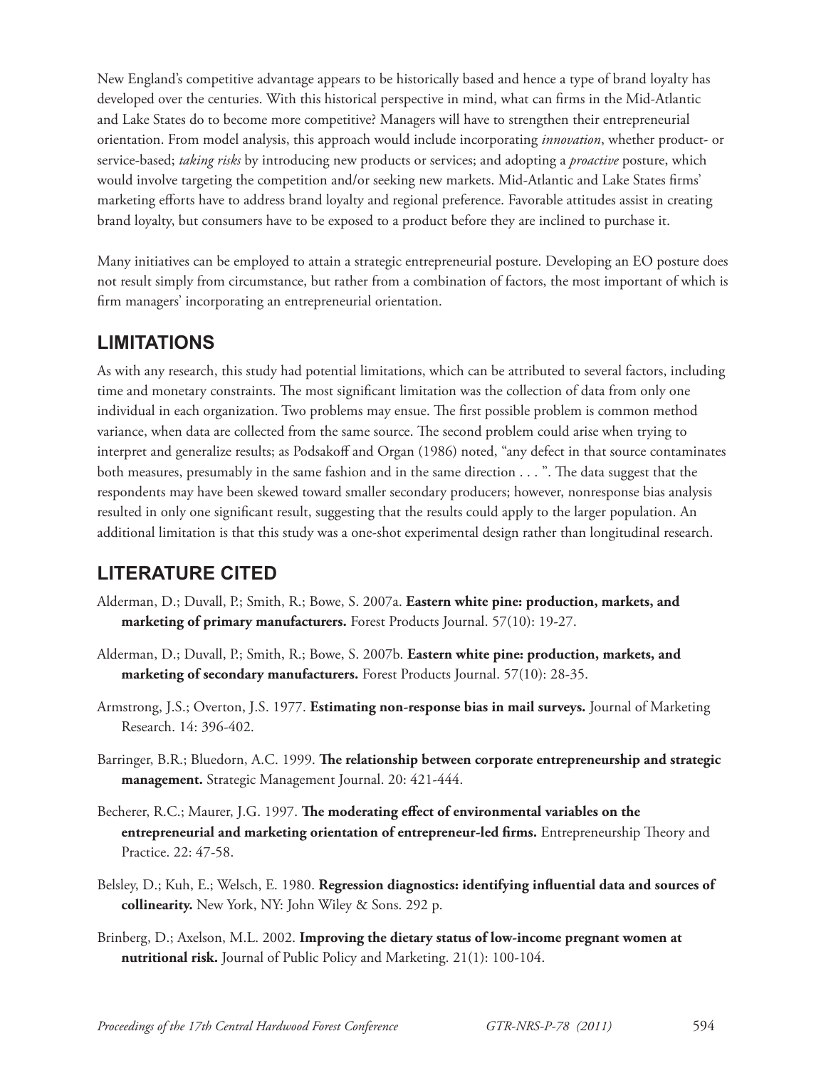New England's competitive advantage appears to be historically based and hence a type of brand loyalty has developed over the centuries. With this historical perspective in mind, what can firms in the Mid-Atlantic and Lake States do to become more competitive? Managers will have to strengthen their entrepreneurial orientation. From model analysis, this approach would include incorporating *innovation*, whether product- or service-based; *taking risks* by introducing new products or services; and adopting a *proactive* posture, which would involve targeting the competition and/or seeking new markets. Mid-Atlantic and Lake States firms' marketing efforts have to address brand loyalty and regional preference. Favorable attitudes assist in creating brand loyalty, but consumers have to be exposed to a product before they are inclined to purchase it.

Many initiatives can be employed to attain a strategic entrepreneurial posture. Developing an EO posture does not result simply from circumstance, but rather from a combination of factors, the most important of which is firm managers' incorporating an entrepreneurial orientation.

## LIMITATIONS

As with any research, this study had potential limitations, which can be attributed to several factors, including time and monetary constraints. The most significant limitation was the collection of data from only one individual in each organization. Two problems may ensue. The first possible problem is common method variance, when data are collected from the same source. The second problem could arise when trying to interpret and generalize results; as Podsakoff and Organ (1986) noted, "any defect in that source contaminates both measures, presumably in the same fashion and in the same direction . . . ". The data suggest that the respondents may have been skewed toward smaller secondary producers; however, nonresponse bias analysis resulted in only one significant result, suggesting that the results could apply to the larger population. An additional limitation is that this study was a one-shot experimental design rather than longitudinal research.

## LITERATURE CITED

Alderman, D.; Duvall, P.; Smith, R.; Bowe, S. 2007a. **Eastern white pine: production, markets, and marketing of primary manufacturers.** Forest Products Journal. 57(10): 19-27.

Alderman, D.; Duvall, P.; Smith, R.; Bowe, S. 2007b. **Eastern white pine: production, markets, and marketing of secondary manufacturers.** Forest Products Journal. 57(10): 28-35.

Armstrong, J.S.; Overton, J.S. 1977. **Estimating non-response bias in mail surveys.** Journal of Marketing Research. 14: 396-402.

Barringer, B.R.; Bluedorn, A.C. 1999. **The relationship between corporate entrepreneurship and strategic management.** Strategic Management Journal. 20: 421-444.

Becherer, R.C.; Maurer, J.G. 1997. **The moderating effect of environmental variables on the entrepreneurial and marketing orientation of entrepreneur-led firms.** Entrepreneurship Theory and Practice. 22: 47-58.

Belsley, D.; Kuh, E.; Welsch, E. 1980. **Regression diagnostics: identifying influential data and sources of collinearity.** New York, NY: John Wiley & Sons. 292 p.

Brinberg, D.; Axelson, M.L. 2002. **Improving the dietary status of low-income pregnant women at nutritional risk.** Journal of Public Policy and Marketing. 21(1): 100-104.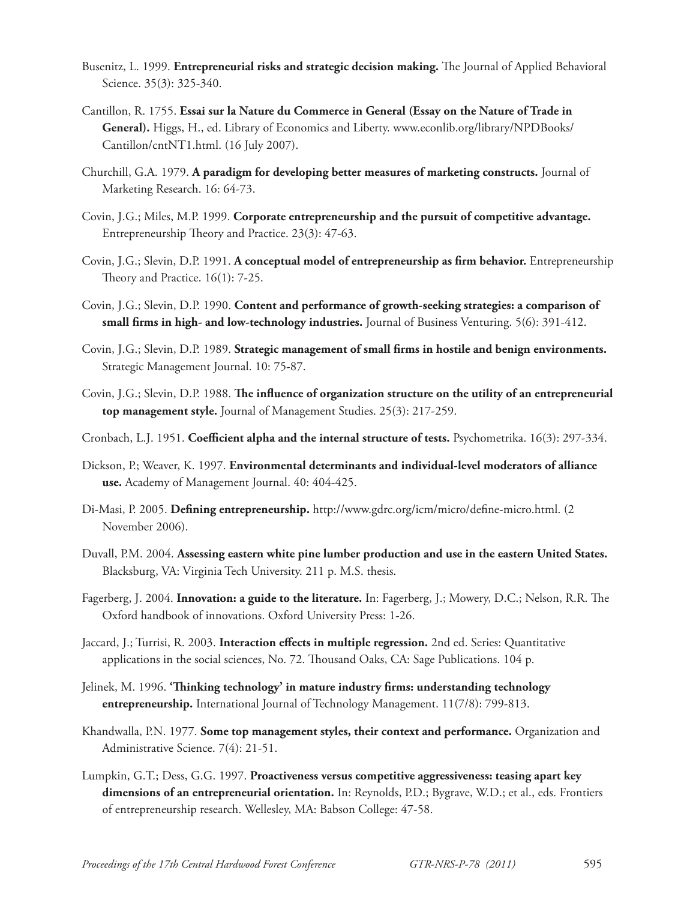Busenitz, L. 1999. **Entrepreneurial risks and strategic decision making.** The Journal of Applied Behavioral Science. 35(3): 325-340.

Cantillon, R. 1755. **Essai sur la Nature du Commerce in General (Essay on the Nature of Trade in General).** Higgs, H., ed. Library of Economics and Liberty. www.econlib.org/library/NPDBooks/Cantillon/cntNT1.html. (16 July 2007).

Churchill, G.A. 1979. **A paradigm for developing better measures of marketing constructs.** Journal of Marketing Research. 16: 64-73.

Covin, J.G.; Miles, M.P. 1999. **Corporate entrepreneurship and the pursuit of competitive advantage.** Entrepreneurship Theory and Practice. 23(3): 47-63.

Covin, J.G.; Slevin, D.P. 1991. **A conceptual model of entrepreneurship as firm behavior.** Entrepreneurship Theory and Practice. 16(1): 7-25.

Covin, J.G.; Slevin, D.P. 1990. **Content and performance of growth-seeking strategies: a comparison of small firms in high- and low-technology industries.** Journal of Business Venturing. 5(6): 391-412.

Covin, J.G.; Slevin, D.P. 1989. **Strategic management of small firms in hostile and benign environments.** Strategic Management Journal. 10: 75-87.

Covin, J.G.; Slevin, D.P. 1988. **The influence of organization structure on the utility of an entrepreneurial top management style.** Journal of Management Studies. 25(3): 217-259.

Cronbach, L.J. 1951. **Coefficient alpha and the internal structure of tests.** Psychometrika. 16(3): 297-334.

Dickson, P.; Weaver, K. 1997. **Environmental determinants and individual-level moderators of alliance use.** Academy of Management Journal. 40: 404-425.

Di-Masi, P. 2005. **Defining entrepreneurship.** http://www.gdrc.org/icm/micro/define-micro.html. (2 November 2006).

Duvall, P.M. 2004. **Assessing eastern white pine lumber production and use in the eastern United States.** Blacksburg, VA: Virginia Tech University. 211 p. M.S. thesis.

Fagerberg, J. 2004. **Innovation: a guide to the literature.** In: Fagerberg, J.; Mowery, D.C.; Nelson, R.R. The Oxford handbook of innovations. Oxford University Press: 1-26.

Jaccard, J.; Turrisi, R. 2003. **Interaction effects in multiple regression.** 2nd ed. Series: Quantitative applications in the social sciences, No. 72. Thousand Oaks, CA: Sage Publications. 104 p.

Jelinek, M. 1996. **'Thinking technology' in mature industry firms: understanding technology entrepreneurship.** International Journal of Technology Management. 11(7/8): 799-813.

Khandwalla, P.N. 1977. **Some top management styles, their context and performance.** Organization and Administrative Science. 7(4): 21-51.

Lumpkin, G.T.; Dess, G.G. 1997. **Proactiveness versus competitive aggressiveness: teasing apart key dimensions of an entrepreneurial orientation.** In: Reynolds, P.D.; Bygrave, W.D.; et al., eds. Frontiers of entrepreneurship research. Wellesley, MA: Babson College: 47-58.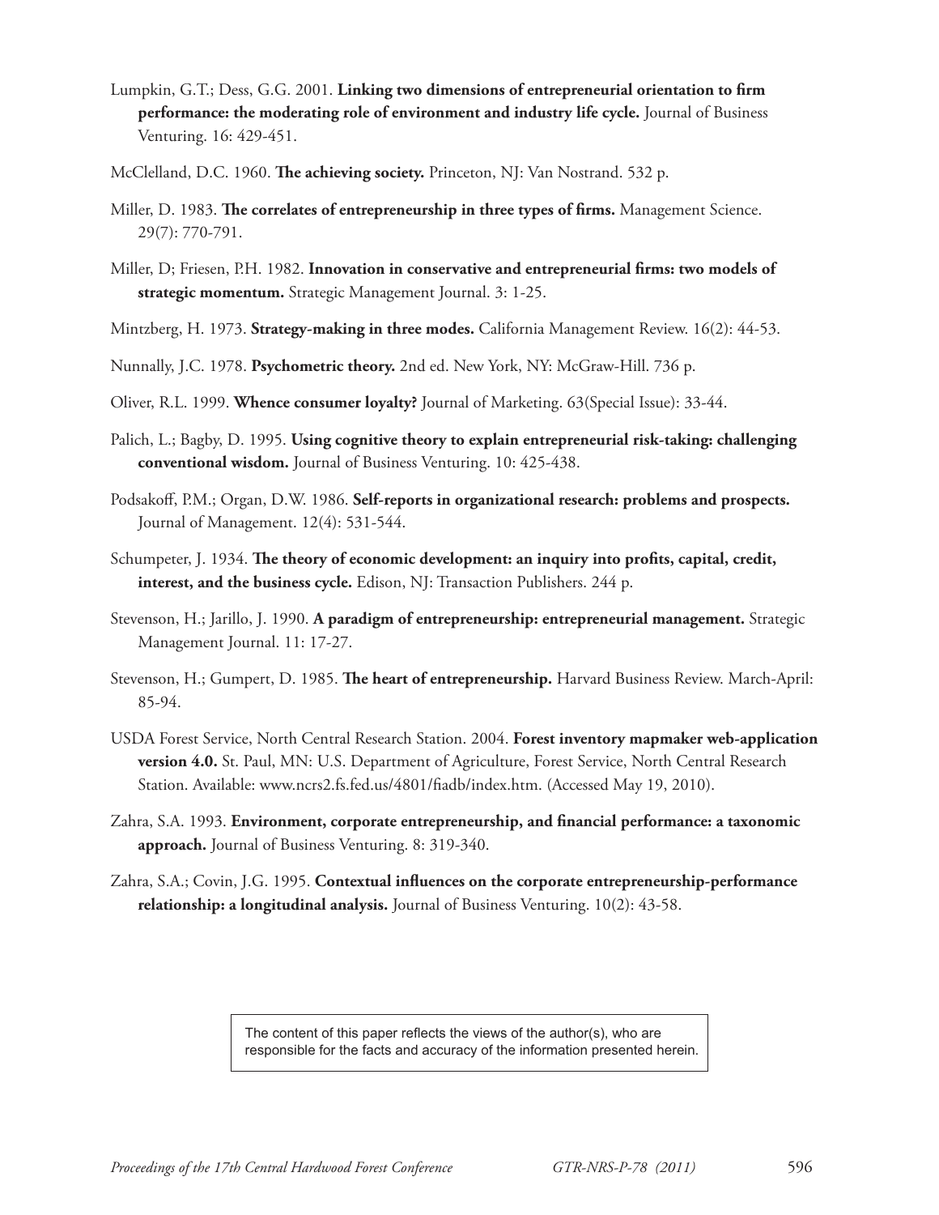Lumpkin, G.T.; Dess, G.G. 2001. **Linking two dimensions of entrepreneurial orientation to firm performance: the moderating role of environment and industry life cycle.** Journal of Business Venturing. 16: 429-451.

McClelland, D.C. 1960. **The achieving society.** Princeton, NJ: Van Nostrand. 532 p.

Miller, D. 1983. **The correlates of entrepreneurship in three types of firms.** Management Science. 29(7): 770-791.

Miller, D; Friesen, P.H. 1982. **Innovation in conservative and entrepreneurial firms: two models of strategic momentum.** Strategic Management Journal. 3: 1-25.

Mintzberg, H. 1973. **Strategy-making in three modes.** California Management Review. 16(2): 44-53.

Nunnally, J.C. 1978. **Psychometric theory.** 2nd ed. New York, NY: McGraw-Hill. 736 p.

Oliver, R.L. 1999. **Whence consumer loyalty?** Journal of Marketing. 63(Special Issue): 33-44.

Palich, L.; Bagby, D. 1995. **Using cognitive theory to explain entrepreneurial risk-taking: challenging conventional wisdom.** Journal of Business Venturing. 10: 425-438.

Podsakoff, P.M.; Organ, D.W. 1986. **Self-reports in organizational research: problems and prospects.** Journal of Management. 12(4): 531-544.

Schumpeter, J. 1934. **The theory of economic development: an inquiry into profits, capital, credit, interest, and the business cycle.** Edison, NJ: Transaction Publishers. 244 p.

Stevenson, H.; Jarillo, J. 1990. **A paradigm of entrepreneurship: entrepreneurial management.** Strategic Management Journal. 11: 17-27.

Stevenson, H.; Gumpert, D. 1985. **The heart of entrepreneurship.** Harvard Business Review. March-April: 85-94.

USDA Forest Service, North Central Research Station. 2004. **Forest inventory mapmaker web-application version 4.0.** St. Paul, MN: U.S. Department of Agriculture, Forest Service, North Central Research Station. Available: www.ncrs2.fs.fed.us/4801/fiadb/index.htm. (Accessed May 19, 2010).

Zahra, S.A. 1993. **Environment, corporate entrepreneurship, and financial performance: a taxonomic approach.** Journal of Business Venturing. 8: 319-340.

Zahra, S.A.; Covin, J.G. 1995. **Contextual influences on the corporate entrepreneurship-performance relationship: a longitudinal analysis.** Journal of Business Venturing. 10(2): 43-58.

The content of this paper reflects the views of the author(s), who are responsible for the facts and accuracy of the information presented herein.